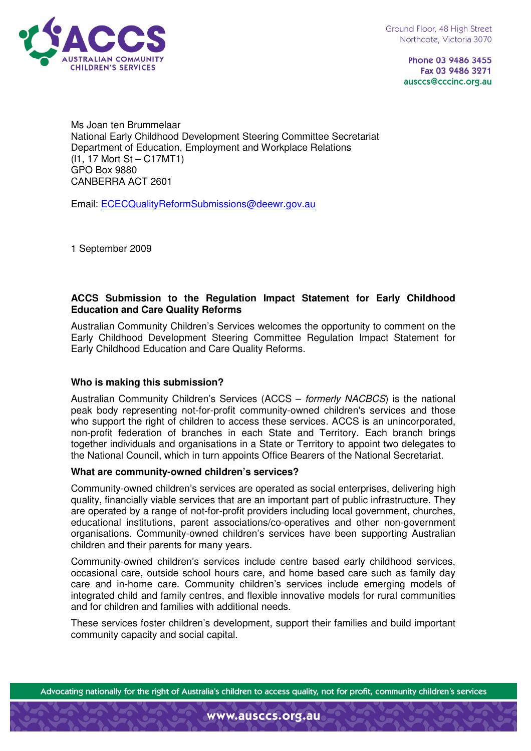Ground Floor, 48 High Street
Northcote, Victoria 3070

Phone 03 9486 3455
Fax 03 9486 3271
ausccs@cccinc.org.au

Ms Joan ten Brummelaar
National Early Childhood Development Steering Committee Secretariat
Department of Education, Employment and Workplace Relations
(I1, 17 Mort St – C17MT1)
GPO Box 9880
CANBERRA ACT 2601

Email: ECECQualityReformSubmissions@deewr.gov.au

1 September 2009

**ACCS Submission to the Regulation Impact Statement for Early Childhood Education and Care Quality Reforms**

Australian Community Children's Services welcomes the opportunity to comment on the Early Childhood Development Steering Committee Regulation Impact Statement for Early Childhood Education and Care Quality Reforms.

**Who is making this submission?**

Australian Community Children's Services (ACCS – *formerly NACBCS*) is the national peak body representing not-for-profit community-owned children's services and those who support the right of children to access these services. ACCS is an unincorporated, non-profit federation of branches in each State and Territory. Each branch brings together individuals and organisations in a State or Territory to appoint two delegates to the National Council, which in turn appoints Office Bearers of the National Secretariat.

**What are community-owned children's services?**

Community-owned children's services are operated as social enterprises, delivering high quality, financially viable services that are an important part of public infrastructure. They are operated by a range of not-for-profit providers including local government, churches, educational institutions, parent associations/co-operatives and other non-government organisations. Community-owned children's services have been supporting Australian children and their parents for many years.

Community-owned children's services include centre based early childhood services, occasional care, outside school hours care, and home based care such as family day care and in-home care. Community children's services include emerging models of integrated child and family centres, and flexible innovative models for rural communities and for children and families with additional needs.

These services foster children's development, support their families and build important community capacity and social capital.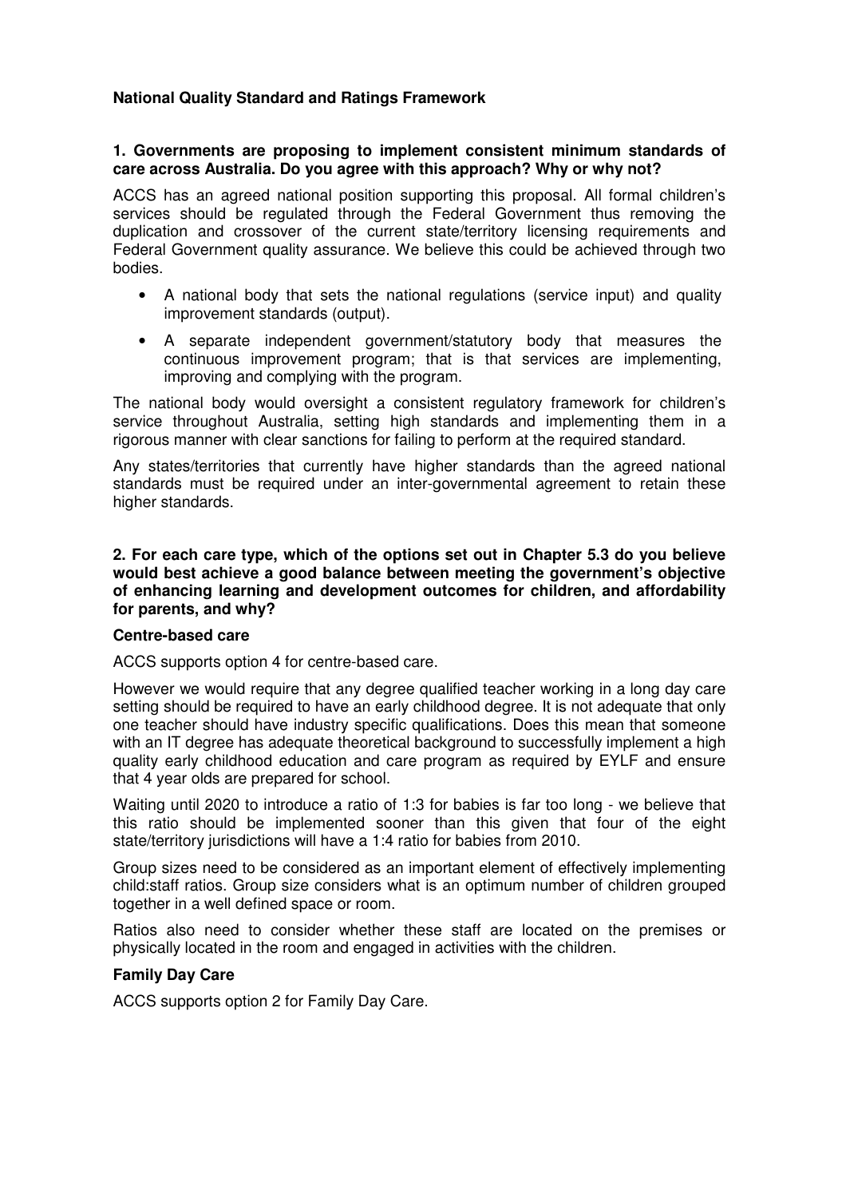**National Quality Standard and Ratings Framework**

**1. Governments are proposing to implement consistent minimum standards of care across Australia. Do you agree with this approach? Why or why not?**

ACCS has an agreed national position supporting this proposal. All formal children's services should be regulated through the Federal Government thus removing the duplication and crossover of the current state/territory licensing requirements and Federal Government quality assurance. We believe this could be achieved through two bodies.

- A national body that sets the national regulations (service input) and quality improvement standards (output).
- A separate independent government/statutory body that measures the continuous improvement program; that is that services are implementing, improving and complying with the program.

The national body would oversight a consistent regulatory framework for children's service throughout Australia, setting high standards and implementing them in a rigorous manner with clear sanctions for failing to perform at the required standard.

Any states/territories that currently have higher standards than the agreed national standards must be required under an inter-governmental agreement to retain these higher standards.

**2. For each care type, which of the options set out in Chapter 5.3 do you believe would best achieve a good balance between meeting the government's objective of enhancing learning and development outcomes for children, and affordability for parents, and why?**

**Centre-based care**

ACCS supports option 4 for centre-based care.

However we would require that any degree qualified teacher working in a long day care setting should be required to have an early childhood degree. It is not adequate that only one teacher should have industry specific qualifications. Does this mean that someone with an IT degree has adequate theoretical background to successfully implement a high quality early childhood education and care program as required by EYLF and ensure that 4 year olds are prepared for school.

Waiting until 2020 to introduce a ratio of 1:3 for babies is far too long - we believe that this ratio should be implemented sooner than this given that four of the eight state/territory jurisdictions will have a 1:4 ratio for babies from 2010.

Group sizes need to be considered as an important element of effectively implementing child:staff ratios. Group size considers what is an optimum number of children grouped together in a well defined space or room.

Ratios also need to consider whether these staff are located on the premises or physically located in the room and engaged in activities with the children.

**Family Day Care**

ACCS supports option 2 for Family Day Care.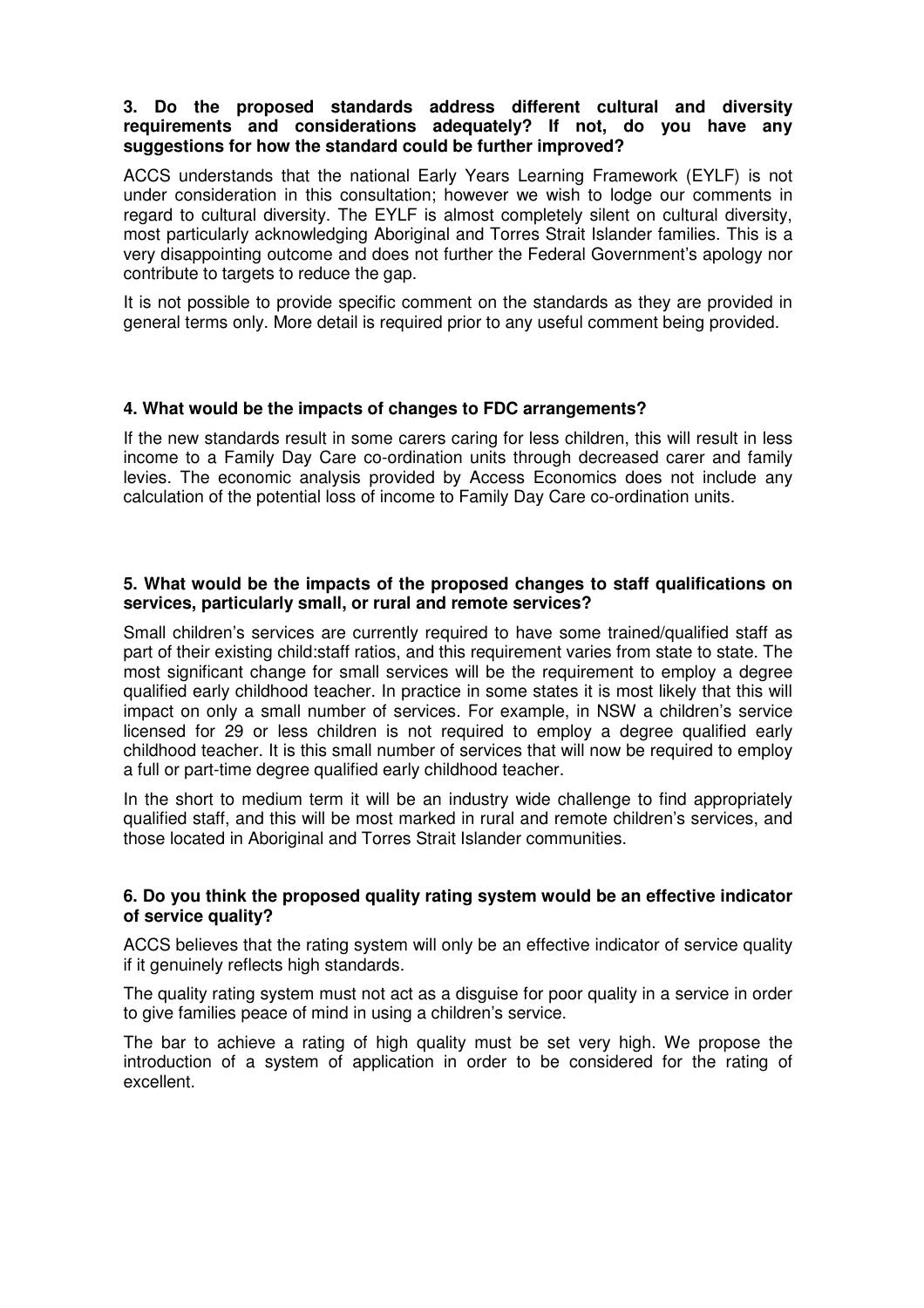**3. Do the proposed standards address different cultural and diversity requirements and considerations adequately? If not, do you have any suggestions for how the standard could be further improved?**

ACCS understands that the national Early Years Learning Framework (EYLF) is not under consideration in this consultation; however we wish to lodge our comments in regard to cultural diversity. The EYLF is almost completely silent on cultural diversity, most particularly acknowledging Aboriginal and Torres Strait Islander families. This is a very disappointing outcome and does not further the Federal Government's apology nor contribute to targets to reduce the gap.

It is not possible to provide specific comment on the standards as they are provided in general terms only. More detail is required prior to any useful comment being provided.

**4. What would be the impacts of changes to FDC arrangements?**

If the new standards result in some carers caring for less children, this will result in less income to a Family Day Care co-ordination units through decreased carer and family levies. The economic analysis provided by Access Economics does not include any calculation of the potential loss of income to Family Day Care co-ordination units.

**5. What would be the impacts of the proposed changes to staff qualifications on services, particularly small, or rural and remote services?**

Small children's services are currently required to have some trained/qualified staff as part of their existing child:staff ratios, and this requirement varies from state to state. The most significant change for small services will be the requirement to employ a degree qualified early childhood teacher. In practice in some states it is most likely that this will impact on only a small number of services. For example, in NSW a children's service licensed for 29 or less children is not required to employ a degree qualified early childhood teacher. It is this small number of services that will now be required to employ a full or part-time degree qualified early childhood teacher.

In the short to medium term it will be an industry wide challenge to find appropriately qualified staff, and this will be most marked in rural and remote children's services, and those located in Aboriginal and Torres Strait Islander communities.

**6. Do you think the proposed quality rating system would be an effective indicator of service quality?**

ACCS believes that the rating system will only be an effective indicator of service quality if it genuinely reflects high standards.

The quality rating system must not act as a disguise for poor quality in a service in order to give families peace of mind in using a children's service.

The bar to achieve a rating of high quality must be set very high. We propose the introduction of a system of application in order to be considered for the rating of excellent.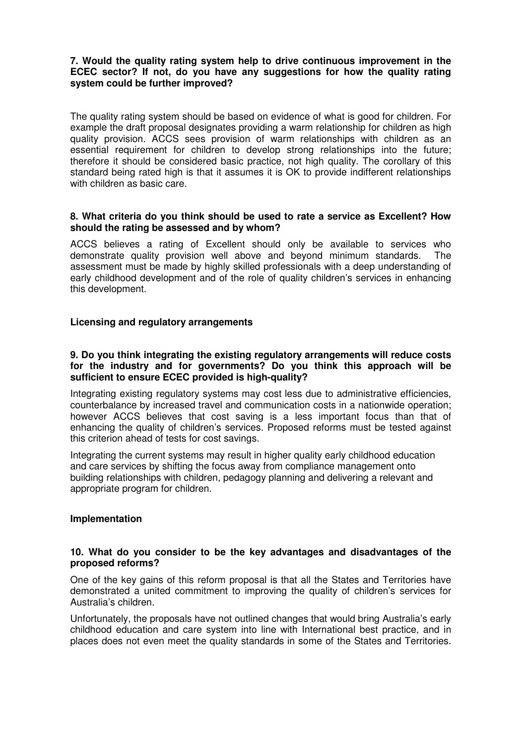**7. Would the quality rating system help to drive continuous improvement in the ECEC sector? If not, do you have any suggestions for how the quality rating system could be further improved?**

The quality rating system should be based on evidence of what is good for children. For example the draft proposal designates providing a warm relationship for children as high quality provision. ACCS sees provision of warm relationships with children as an essential requirement for children to develop strong relationships into the future; therefore it should be considered basic practice, not high quality. The corollary of this standard being rated high is that it assumes it is OK to provide indifferent relationships with children as basic care.

**8. What criteria do you think should be used to rate a service as Excellent? How should the rating be assessed and by whom?**

ACCS believes a rating of Excellent should only be available to services who demonstrate quality provision well above and beyond minimum standards. The assessment must be made by highly skilled professionals with a deep understanding of early childhood development and of the role of quality children's services in enhancing this development.

**Licensing and regulatory arrangements**

**9. Do you think integrating the existing regulatory arrangements will reduce costs for the industry and for governments? Do you think this approach will be sufficient to ensure ECEC provided is high-quality?**

Integrating existing regulatory systems may cost less due to administrative efficiencies, counterbalance by increased travel and communication costs in a nationwide operation; however ACCS believes that cost saving is a less important focus than that of enhancing the quality of children's services. Proposed reforms must be tested against this criterion ahead of tests for cost savings.

Integrating the current systems may result in higher quality early childhood education and care services by shifting the focus away from compliance management onto building relationships with children, pedagogy planning and delivering a relevant and appropriate program for children.

**Implementation**

**10. What do you consider to be the key advantages and disadvantages of the proposed reforms?**

One of the key gains of this reform proposal is that all the States and Territories have demonstrated a united commitment to improving the quality of children's services for Australia's children.

Unfortunately, the proposals have not outlined changes that would bring Australia's early childhood education and care system into line with International best practice, and in places does not even meet the quality standards in some of the States and Territories.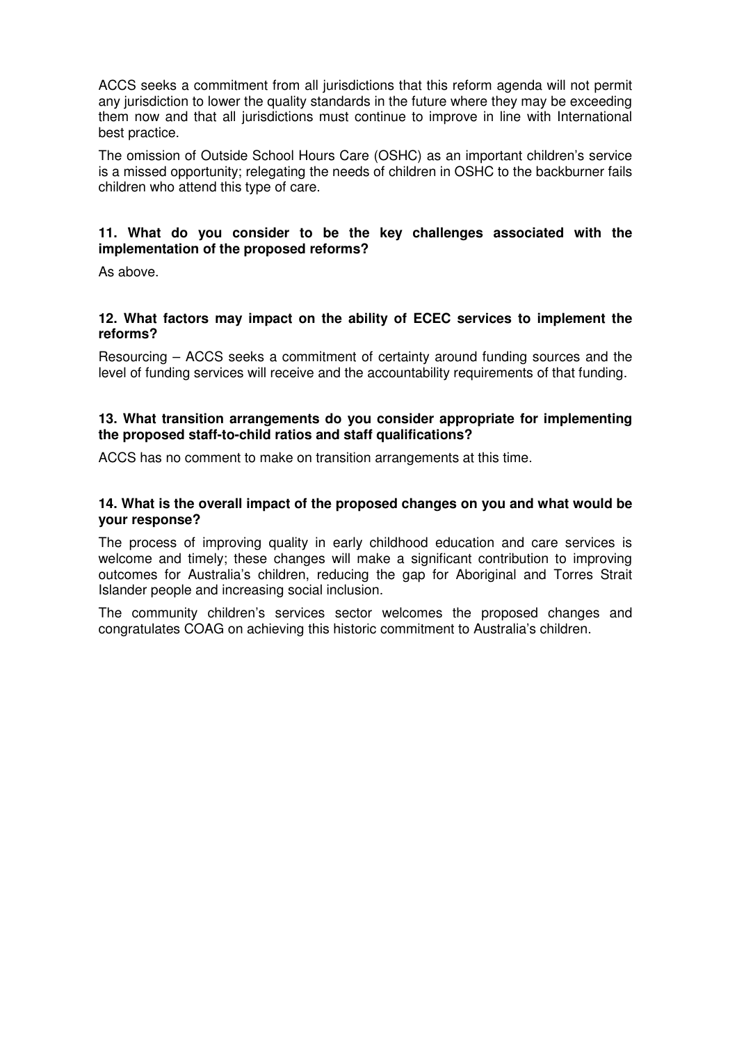ACCS seeks a commitment from all jurisdictions that this reform agenda will not permit any jurisdiction to lower the quality standards in the future where they may be exceeding them now and that all jurisdictions must continue to improve in line with International best practice.

The omission of Outside School Hours Care (OSHC) as an important children's service is a missed opportunity; relegating the needs of children in OSHC to the backburner fails children who attend this type of care.

**11. What do you consider to be the key challenges associated with the implementation of the proposed reforms?**

As above.

**12. What factors may impact on the ability of ECEC services to implement the reforms?**

Resourcing – ACCS seeks a commitment of certainty around funding sources and the level of funding services will receive and the accountability requirements of that funding.

**13. What transition arrangements do you consider appropriate for implementing the proposed staff-to-child ratios and staff qualifications?**

ACCS has no comment to make on transition arrangements at this time.

**14. What is the overall impact of the proposed changes on you and what would be your response?**

The process of improving quality in early childhood education and care services is welcome and timely; these changes will make a significant contribution to improving outcomes for Australia's children, reducing the gap for Aboriginal and Torres Strait Islander people and increasing social inclusion.

The community children's services sector welcomes the proposed changes and congratulates COAG on achieving this historic commitment to Australia's children.